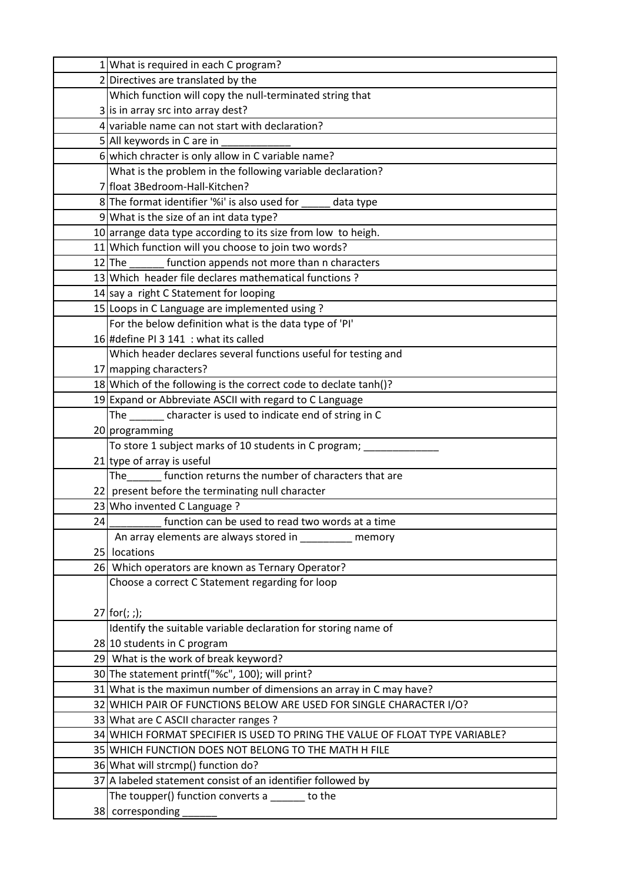| | |
|---|---|
| 1 | What is required in each C program? |
| 2 | Directives are translated by the |
| 3 | Which function will copy the null-terminated string that is in array src into array dest? |
| 4 | variable name can not start with declaration? |
| 5 | All keywords in C are in ____________ |
| 6 | which chracter is only allow in C variable name? |
| 7 | What is the problem in the following variable declaration? float 3Bedroom-Hall-Kitchen? |
| 8 | The format identifier '%i' is also used for _____ data type |
| 9 | What is the size of an int data type? |
| 10 | arrange data type according to its size from low to heigh. |
| 11 | Which function will you choose to join two words? |
| 12 | The ______ function appends not more than n characters |
| 13 | Which header file declares mathematical functions ? |
| 14 | say a right C Statement for looping |
| 15 | Loops in C Language are implemented using ? |
| 16 | For the below definition what is the data type of 'PI' #define PI 3 141 : what its called |
| 17 | Which header declares several functions useful for testing and mapping characters? |
| 18 | Which of the following is the correct code to declate tanh()? |
| 19 | Expand or Abbreviate ASCII with regard to C Language |
| 20 | The ______ character is used to indicate end of string in C programming |
| 21 | To store 1 subject marks of 10 students in C program; _____________ type of array is useful |
| 22 | The______ function returns the number of characters that are present before the terminating null character |
| 23 | Who invented C Language ? |
| 24 | _________ function can be used to read two words at a time |
| 25 | An array elements are always stored in _________ memory locations |
| 26 | Which operators are known as Ternary Operator? |
| 27 | Choose a correct C Statement regarding for loop<br><br>for(; ;); |
| 28 | Identify the suitable variable declaration for storing name of 10 students in C program |
| 29 | What is the work of break keyword? |
| 30 | The statement printf("%c", 100); will print? |
| 31 | What is the maximun number of dimensions an array in C may have? |
| 32 | WHICH PAIR OF FUNCTIONS BELOW ARE USED FOR SINGLE CHARACTER I/O? |
| 33 | What are C ASCII character ranges ? |
| 34 | WHICH FORMAT SPECIFIER IS USED TO PRING THE VALUE OF FLOAT TYPE VARIABLE? |
| 35 | WHICH FUNCTION DOES NOT BELONG TO THE MATH H FILE |
| 36 | What will strcmp() function do? |
| 37 | A labeled statement consist of an identifier followed by |
| 38 | The toupper() function converts a ______ to the corresponding ______ |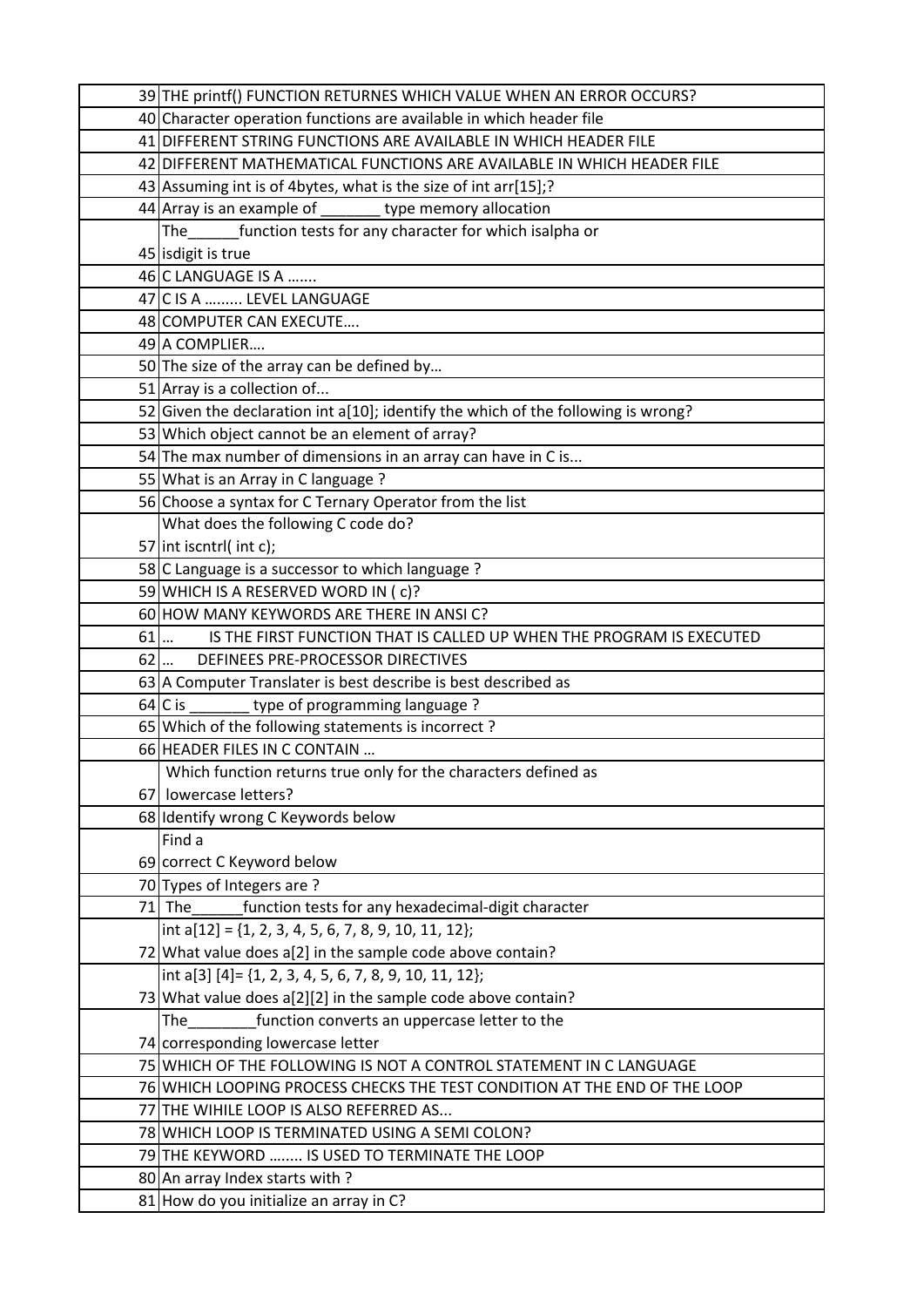| | |
|---|---|
| 39 | THE printf() FUNCTION RETURNES WHICH VALUE WHEN AN ERROR OCCURS? |
| 40 | Character operation functions are available in which header file |
| 41 | DIFFERENT STRING FUNCTIONS ARE AVAILABLE IN WHICH HEADER FILE |
| 42 | DIFFERENT MATHEMATICAL FUNCTIONS ARE AVAILABLE IN WHICH HEADER FILE |
| 43 | Assuming int is of 4bytes, what is the size of int arr[15];? |
| 44 | Array is an example of _______ type memory allocation |
| 45 | The______function tests for any character for which isalpha or isdigit is true |
| 46 | C LANGUAGE IS A ……. |
| 47 | C IS A ……… LEVEL LANGUAGE |
| 48 | COMPUTER CAN EXECUTE…. |
| 49 | A COMPLIER…. |
| 50 | The size of the array can be defined by… |
| 51 | Array is a collection of... |
| 52 | Given the declaration int a[10]; identify the which of the following is wrong? |
| 53 | Which object cannot be an element of array? |
| 54 | The max number of dimensions in an array can have in C is... |
| 55 | What is an Array in C language ? |
| 56 | Choose a syntax for C Ternary Operator from the list |
| 57 | What does the following C code do? int iscntrl( int c); |
| 58 | C Language is a successor to which language ? |
| 59 | WHICH IS A RESERVED WORD IN ( c)? |
| 60 | HOW MANY KEYWORDS ARE THERE IN ANSI C? |
| 61 | … IS THE FIRST FUNCTION THAT IS CALLED UP WHEN THE PROGRAM IS EXECUTED |
| 62 | … DEFINEES PRE-PROCESSOR DIRECTIVES |
| 63 | A Computer Translater is best describe is best described as |
| 64 | C is _______ type of programming language ? |
| 65 | Which of the following statements is incorrect ? |
| 66 | HEADER FILES IN C CONTAIN … |
| 67 | Which function returns true only for the characters defined as lowercase letters? |
| 68 | Identify wrong C Keywords below |
| 69 | Find a correct C Keyword below |
| 70 | Types of Integers are ? |
| 71 | The______function tests for any hexadecimal-digit character |
| 72 | int a[12] = {1, 2, 3, 4, 5, 6, 7, 8, 9, 10, 11, 12}; What value does a[2] in the sample code above contain? |
| 73 | int a[3] [4]= {1, 2, 3, 4, 5, 6, 7, 8, 9, 10, 11, 12}; What value does a[2][2] in the sample code above contain? |
| 74 | The________function converts an uppercase letter to the corresponding lowercase letter |
| 75 | WHICH OF THE FOLLOWING IS NOT A CONTROL STATEMENT IN C LANGUAGE |
| 76 | WHICH LOOPING PROCESS CHECKS THE TEST CONDITION AT THE END OF THE LOOP |
| 77 | THE WIHILE LOOP IS ALSO REFERRED AS... |
| 78 | WHICH LOOP IS TERMINATED USING A SEMI COLON? |
| 79 | THE KEYWORD …….. IS USED TO TERMINATE THE LOOP |
| 80 | An array Index starts with ? |
| 81 | How do you initialize an array in C? |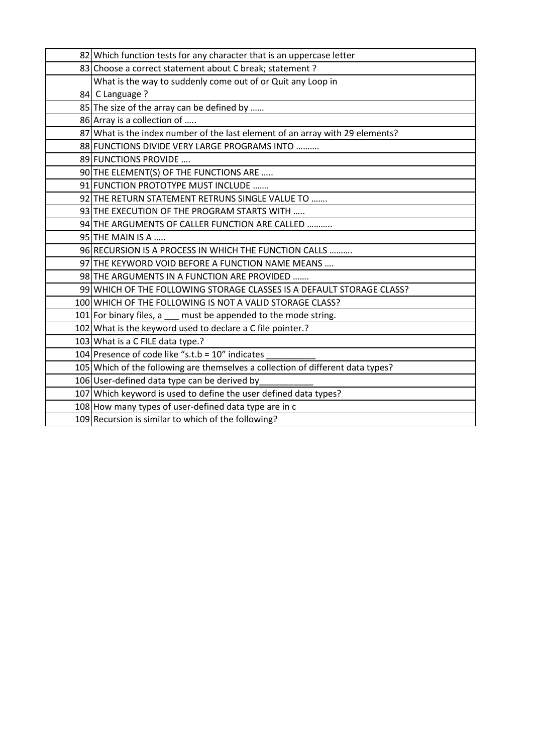| | |
|---|---|
| 82 | Which function tests for any character that is an uppercase letter |
| 83 | Choose a correct statement about C break; statement ? |
| 84 | What is the way to suddenly come out of or Quit any Loop in C Language ? |
| 85 | The size of the array can be defined by …… |
| 86 | Array is a collection of ….. |
| 87 | What is the index number of the last element of an array with 29 elements? |
| 88 | FUNCTIONS DIVIDE VERY LARGE PROGRAMS INTO ………. |
| 89 | FUNCTIONS PROVIDE …. |
| 90 | THE ELEMENT(S) OF THE FUNCTIONS ARE ….. |
| 91 | FUNCTION PROTOTYPE MUST INCLUDE ……. |
| 92 | THE RETURN STATEMENT RETRUNS SINGLE VALUE TO ……. |
| 93 | THE EXECUTION OF THE PROGRAM STARTS WITH ….. |
| 94 | THE ARGUMENTS OF CALLER FUNCTION ARE CALLED ……….. |
| 95 | THE MAIN IS A ….. |
| 96 | RECURSION IS A PROCESS IN WHICH THE FUNCTION CALLS ………. |
| 97 | THE KEYWORD VOID BEFORE A FUNCTION NAME MEANS …. |
| 98 | THE ARGUMENTS IN A FUNCTION ARE PROVIDED ……. |
| 99 | WHICH OF THE FOLLOWING STORAGE CLASSES IS A DEFAULT STORAGE CLASS? |
| 100 | WHICH OF THE FOLLOWING IS NOT A VALID STORAGE CLASS? |
| 101 | For binary files, a ___ must be appended to the mode string. |
| 102 | What is the keyword used to declare a C file pointer.? |
| 103 | What is a C FILE data type.? |
| 104 | Presence of code like "s.t.b = 10" indicates __________ |
| 105 | Which of the following are themselves a collection of different data types? |
| 106 | User-defined data type can be derived by___________ |
| 107 | Which keyword is used to define the user defined data types? |
| 108 | How many types of user-defined data type are in c |
| 109 | Recursion is similar to which of the following? |